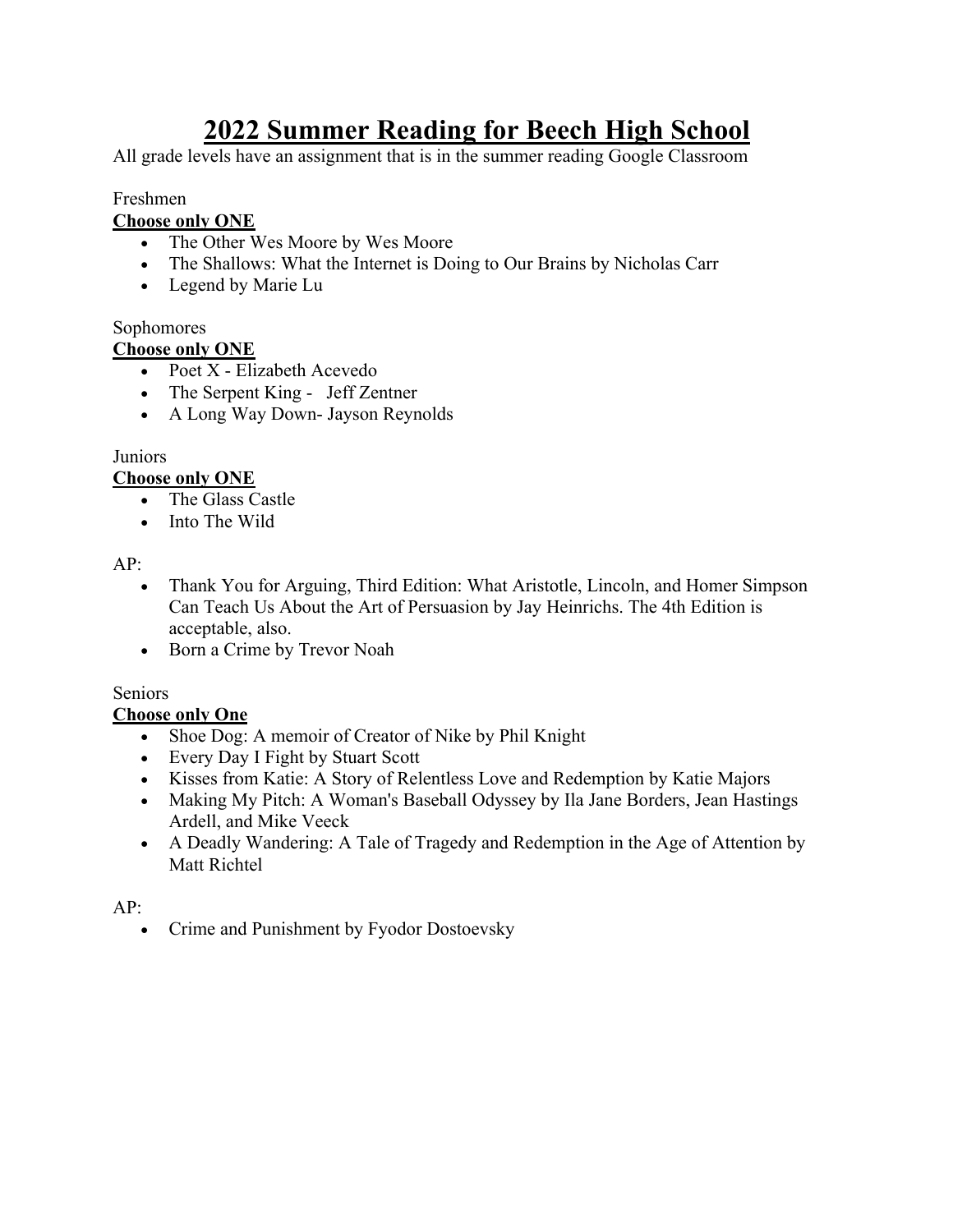# 2022 Summer Reading for Beech High School

All grade levels have an assignment that is in the summer reading Google Classroom

Freshmen

**Choose only ONE**

- The Other Wes Moore by Wes Moore
- The Shallows: What the Internet is Doing to Our Brains by Nicholas Carr
- Legend by Marie Lu

Sophomores

**Choose only ONE**

- Poet X - Elizabeth Acevedo
- The Serpent King - Jeff Zentner
- A Long Way Down- Jayson Reynolds

Juniors

**Choose only ONE**

- The Glass Castle
- Into The Wild

AP:

- Thank You for Arguing, Third Edition: What Aristotle, Lincoln, and Homer Simpson Can Teach Us About the Art of Persuasion by Jay Heinrichs. The 4th Edition is acceptable, also.
- Born a Crime by Trevor Noah

Seniors

**Choose only One**

- Shoe Dog: A memoir of Creator of Nike by Phil Knight
- Every Day I Fight by Stuart Scott
- Kisses from Katie: A Story of Relentless Love and Redemption by Katie Majors
- Making My Pitch: A Woman's Baseball Odyssey by Ila Jane Borders, Jean Hastings Ardell, and Mike Veeck
- A Deadly Wandering: A Tale of Tragedy and Redemption in the Age of Attention by Matt Richtel

AP:

- Crime and Punishment by Fyodor Dostoevsky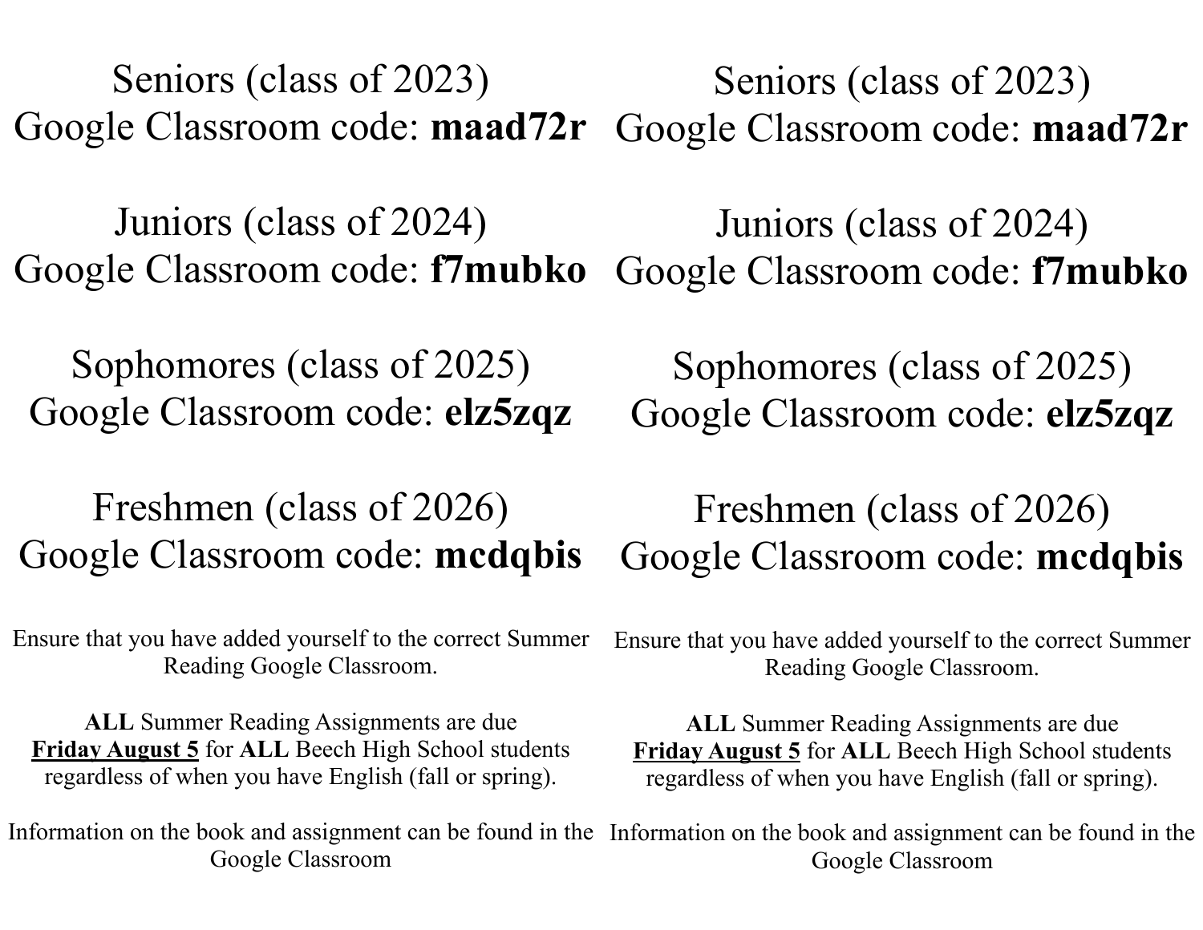Seniors (class of 2023)
Google Classroom code: **maad72r**

Juniors (class of 2024)
Google Classroom code: **f7mubko**

Sophomores (class of 2025)
Google Classroom code: **elz5zqz**

Freshmen (class of 2026)
Google Classroom code: **mcdqbis**

Ensure that you have added yourself to the correct Summer Reading Google Classroom.

**ALL** Summer Reading Assignments are due **Friday August 5** for **ALL** Beech High School students regardless of when you have English (fall or spring).

Information on the book and assignment can be found in the Google Classroom

Seniors (class of 2023)
Google Classroom code: **maad72r**

Juniors (class of 2024)
Google Classroom code: **f7mubko**

Sophomores (class of 2025)
Google Classroom code: **elz5zqz**

Freshmen (class of 2026)
Google Classroom code: **mcdqbis**

Ensure that you have added yourself to the correct Summer Reading Google Classroom.

**ALL** Summer Reading Assignments are due **Friday August 5** for **ALL** Beech High School students regardless of when you have English (fall or spring).

Information on the book and assignment can be found in the Google Classroom